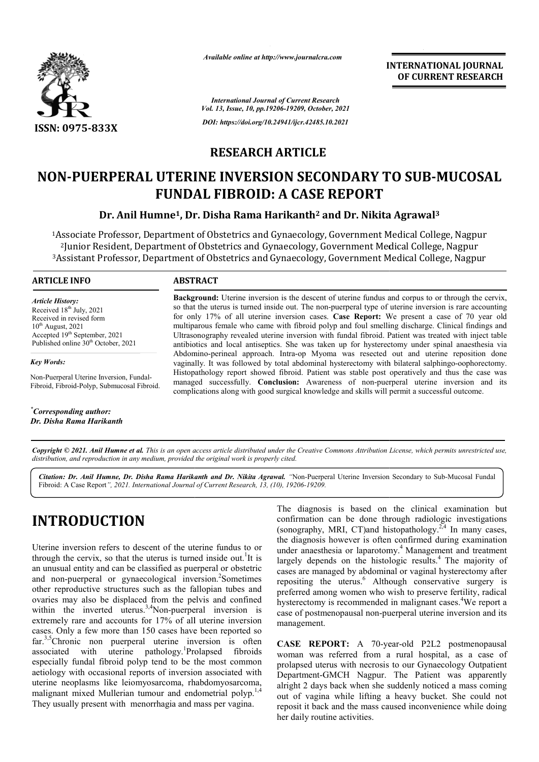**ISSN: 0975-833X**

*Available online at http://www.journalcra.com*

*International Journal of Current Research*
*Vol. 13, Issue, 10, pp.19206-19209, October, 2021*

*DOI: https://doi.org/10.24941/ijcr.42485.10.2021*

**INTERNATIONAL JOURNAL OF CURRENT RESEARCH**

## RESEARCH ARTICLE

# NON-PUERPERAL UTERINE INVERSION SECONDARY TO SUB-MUCOSAL FUNDAL FIBROID: A CASE REPORT

**Dr. Anil Humne[1], Dr. Disha Rama Harikanth[2] and Dr. Nikita Agrawal[3]**

[1]Associate Professor, Department of Obstetrics and Gynaecology, Government Medical College, Nagpur
[2]Junior Resident, Department of Obstetrics and Gynaecology, Government Medical College, Nagpur
[3]Assistant Professor, Department of Obstetrics and Gynaecology, Government Medical College, Nagpur

**ARTICLE INFO**

*Article History:*
Received 18th July, 2021
Received in revised form
10th August, 2021
Accepted 19th September, 2021
Published online 30th October, 2021

*Key Words:*
Non-Puerperal Uterine Inversion, Fundal-Fibroid, Fibroid-Polyp, Submucosal Fibroid.

*\*Corresponding author:*
*Dr. Disha Rama Harikanth*

**ABSTRACT**

**Background:** Uterine inversion is the descent of uterine fundus and corpus to or through the cervix, so that the uterus is turned inside out. The non-puerperal type of uterine inversion is rare accounting for only 17% of all uterine inversion cases. **Case Report:** We present a case of 70 year old multiparous female who came with fibroid polyp and foul smelling discharge. Clinical findings and Ultrasonography revealed uterine inversion with fundal fibroid. Patient was treated with inject table antibiotics and local antiseptics. She was taken up for hysterectomy under spinal anaesthesia via Abdomino-perineal approach. Intra-op Myoma was resected out and uterine reposition done vaginally. It was followed by total abdominal hysterectomy with bilateral salphingo-oophorectomy. Histopathology report showed fibroid. Patient was stable post operatively and thus the case was managed successfully. **Conclusion:** Awareness of non-puerperal uterine inversion and its complications along with good surgical knowledge and skills will permit a successful outcome.

*Copyright © 2021. Anil Humne et al. This is an open access article distributed under the Creative Commons Attribution License, which permits unrestricted use, distribution, and reproduction in any medium, provided the original work is properly cited.*

***Citation:** Dr. Anil Humne, Dr. Disha Rama Harikanth and Dr. Nikita Agrawal. "Non-Puerperal Uterine Inversion Secondary to Sub-Mucosal Fundal Fibroid: A Case Report", 2021. International Journal of Current Research, 13, (10), 19206-19209.*

# INTRODUCTION

Uterine inversion refers to descent of the uterine fundus to or through the cervix, so that the uterus is turned inside out.[1]It is an unusual entity and can be classified as puerperal or obstetric and non-puerperal or gynaecological inversion.[2]Sometimes other reproductive structures such as the fallopian tubes and ovaries may also be displaced from the pelvis and confined within the inverted uterus.[3,4]Non-puerperal inversion is extremely rare and accounts for 17% of all uterine inversion cases. Only a few more than 150 cases have been reported so far.[3,5]Chronic non puerperal uterine inversion is often associated with uterine pathology.[1]Prolapsed fibroids especially fundal fibroid polyp tend to be the most common aetiology with occasional reports of inversion associated with uterine neoplasms like leiomyosarcoma, rhabdomyosarcoma, malignant mixed Mullerian tumour and endometrial polyp.[1,4] They usually present with menorrhagia and mass per vagina.

The diagnosis is based on the clinical examination but confirmation can be done through radiologic investigations (sonography, MRI, CT)and histopathology.[2,4] In many cases, the diagnosis however is often confirmed during examination under anaesthesia or laparotomy.[4] Management and treatment largely depends on the histologic results.[4] The majority of cases are managed by abdominal or vaginal hysterectomy after repositing the uterus.[6] Although conservative surgery is preferred among women who wish to preserve fertility, radical hysterectomy is recommended in malignant cases.[4]We report a case of postmenopausal non-puerperal uterine inversion and its management.

**CASE REPORT:** A 70-year-old P2L2 postmenopausal woman was referred from a rural hospital, as a case of prolapsed uterus with necrosis to our Gynaecology Outpatient Department-GMCH Nagpur. The Patient was apparently alright 2 days back when she suddenly noticed a mass coming out of vagina while lifting a heavy bucket. She could not reposit it back and the mass caused inconvenience while doing her daily routine activities.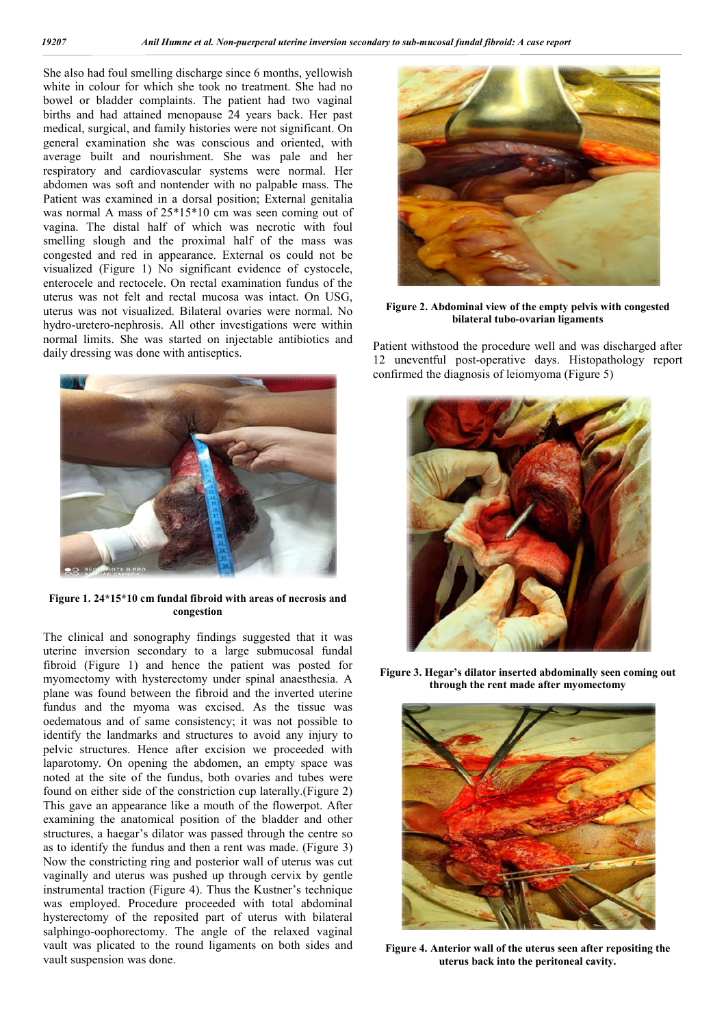She also had foul smelling discharge since 6 months, yellowish white in colour for which she took no treatment. She had no bowel or bladder complaints. The patient had two vaginal births and had attained menopause 24 years back. Her past medical, surgical, and family histories were not significant. On general examination she was conscious and oriented, with average built and nourishment. She was pale and her respiratory and cardiovascular systems were normal. Her abdomen was soft and nontender with no palpable mass. The Patient was examined in a dorsal position; External genitalia was normal A mass of 25*15*10 cm was seen coming out of vagina. The distal half of which was necrotic with foul smelling slough and the proximal half of the mass was congested and red in appearance. External os could not be visualized (Figure 1) No significant evidence of cystocele, enterocele and rectocele. On rectal examination fundus of the uterus was not felt and rectal mucosa was intact. On USG, uterus was not visualized. Bilateral ovaries were normal. No hydro-uretero-nephrosis. All other investigations were within normal limits. She was started on injectable antibiotics and daily dressing was done with antiseptics.

**Figure 1. 24*15*10 cm fundal fibroid with areas of necrosis and congestion**

The clinical and sonography findings suggested that it was uterine inversion secondary to a large submucosal fundal fibroid (Figure 1) and hence the patient was posted for myomectomy with hysterectomy under spinal anaesthesia. A plane was found between the fibroid and the inverted uterine fundus and the myoma was excised. As the tissue was oedematous and of same consistency; it was not possible to identify the landmarks and structures to avoid any injury to pelvic structures. Hence after excision we proceeded with laparotomy. On opening the abdomen, an empty space was noted at the site of the fundus, both ovaries and tubes were found on either side of the constriction cup laterally.(Figure 2) This gave an appearance like a mouth of the flowerpot. After examining the anatomical position of the bladder and other structures, a haegar's dilator was passed through the centre so as to identify the fundus and then a rent was made. (Figure 3) Now the constricting ring and posterior wall of uterus was cut vaginally and uterus was pushed up through cervix by gentle instrumental traction (Figure 4). Thus the Kustner's technique was employed. Procedure proceeded with total abdominal hysterectomy of the reposited part of uterus with bilateral salphingo-oophorectomy. The angle of the relaxed vaginal vault was plicated to the round ligaments on both sides and vault suspension was done.

**Figure 2. Abdominal view of the empty pelvis with congested bilateral tubo-ovarian ligaments**

Patient withstood the procedure well and was discharged after 12 uneventful post-operative days. Histopathology report confirmed the diagnosis of leiomyoma (Figure 5)

**Figure 3. Hegar's dilator inserted abdominally seen coming out through the rent made after myomectomy**

**Figure 4. Anterior wall of the uterus seen after repositing the uterus back into the peritoneal cavity.**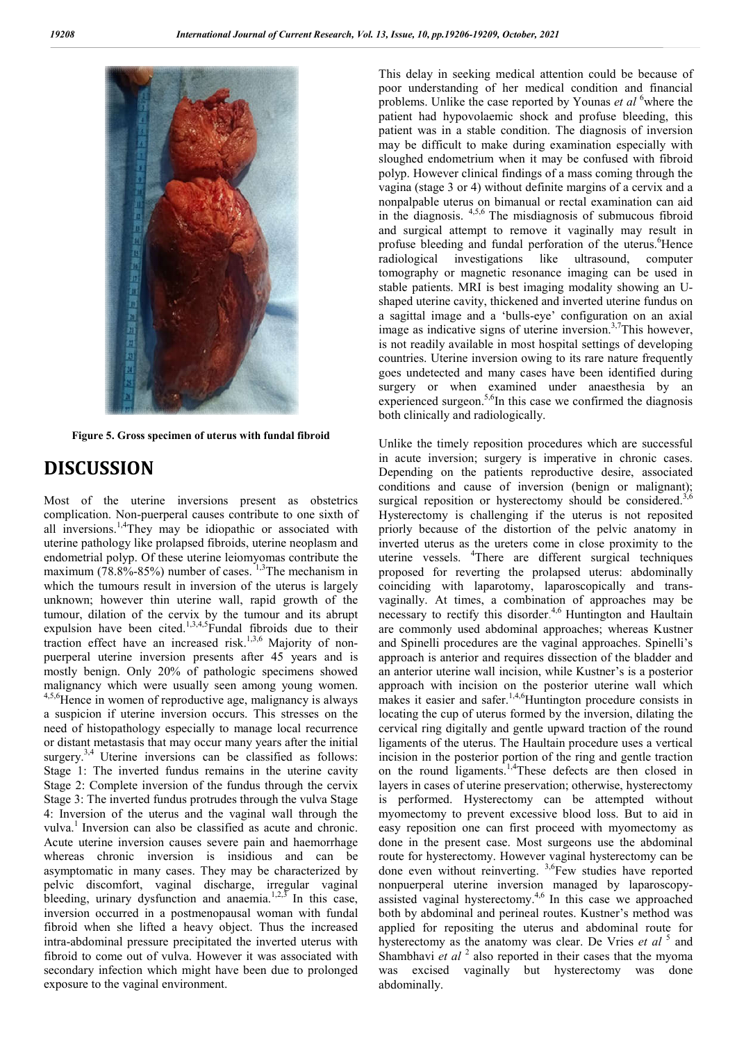Figure 5. Gross specimen of uterus with fundal fibroid

## DISCUSSION

Most of the uterine inversions present as obstetrics complication. Non-puerperal causes contribute to one sixth of all inversions.[1,4]They may be idiopathic or associated with uterine pathology like prolapsed fibroids, uterine neoplasm and endometrial polyp. Of these uterine leiomyomas contribute the maximum (78.8%-85%) number of cases. [1,3]The mechanism in which the tumours result in inversion of the uterus is largely unknown; however thin uterine wall, rapid growth of the tumour, dilation of the cervix by the tumour and its abrupt expulsion have been cited.[1,3,4,5]Fundal fibroids due to their traction effect have an increased risk.[1,3,6] Majority of non-puerperal uterine inversion presents after 45 years and is mostly benign. Only 20% of pathologic specimens showed malignancy which were usually seen among young women. [4,5,6]Hence in women of reproductive age, malignancy is always a suspicion if uterine inversion occurs. This stresses on the need of histopathology especially to manage local recurrence or distant metastasis that may occur many years after the initial surgery.[3,4] Uterine inversions can be classified as follows: Stage 1: The inverted fundus remains in the uterine cavity Stage 2: Complete inversion of the fundus through the cervix Stage 3: The inverted fundus protrudes through the vulva Stage 4: Inversion of the uterus and the vaginal wall through the vulva.[1] Inversion can also be classified as acute and chronic. Acute uterine inversion causes severe pain and haemorrhage whereas chronic inversion is insidious and can be asymptomatic in many cases. They may be characterized by pelvic discomfort, vaginal discharge, irregular vaginal bleeding, urinary dysfunction and anaemia.[1,2,3] In this case, inversion occurred in a postmenopausal woman with fundal fibroid when she lifted a heavy object. Thus the increased intra-abdominal pressure precipitated the inverted uterus with fibroid to come out of vulva. However it was associated with secondary infection which might have been due to prolonged exposure to the vaginal environment.

This delay in seeking medical attention could be because of poor understanding of her medical condition and financial problems. Unlike the case reported by Younas *et al* [6]where the patient had hypovolaemic shock and profuse bleeding, this patient was in a stable condition. The diagnosis of inversion may be difficult to make during examination especially with sloughed endometrium when it may be confused with fibroid polyp. However clinical findings of a mass coming through the vagina (stage 3 or 4) without definite margins of a cervix and a nonpalpable uterus on bimanual or rectal examination can aid in the diagnosis. [4,5,6] The misdiagnosis of submucous fibroid and surgical attempt to remove it vaginally may result in profuse bleeding and fundal perforation of the uterus.[6]Hence radiological investigations like ultrasound, computer tomography or magnetic resonance imaging can be used in stable patients. MRI is best imaging modality showing an U-shaped uterine cavity, thickened and inverted uterine fundus on a sagittal image and a 'bulls-eye' configuration on an axial image as indicative signs of uterine inversion.[3,7]This however, is not readily available in most hospital settings of developing countries. Uterine inversion owing to its rare nature frequently goes undetected and many cases have been identified during surgery or when examined under anaesthesia by an experienced surgeon.[5,6]In this case we confirmed the diagnosis both clinically and radiologically.

Unlike the timely reposition procedures which are successful in acute inversion; surgery is imperative in chronic cases. Depending on the patients reproductive desire, associated conditions and cause of inversion (benign or malignant); surgical reposition or hysterectomy should be considered.[3,6] Hysterectomy is challenging if the uterus is not reposited priorly because of the distortion of the pelvic anatomy in inverted uterus as the ureters come in close proximity to the uterine vessels. [4]There are different surgical techniques proposed for reverting the prolapsed uterus: abdominally coinciding with laparotomy, laparoscopically and trans-vaginally. At times, a combination of approaches may be necessary to rectify this disorder.[4,6] Huntington and Haultain are commonly used abdominal approaches; whereas Kustner and Spinelli procedures are the vaginal approaches. Spinelli's approach is anterior and requires dissection of the bladder and an anterior uterine wall incision, while Kustner's is a posterior approach with incision on the posterior uterine wall which makes it easier and safer.[1,4,6]Huntington procedure consists in locating the cup of uterus formed by the inversion, dilating the cervical ring digitally and gentle upward traction of the round ligaments of the uterus. The Haultain procedure uses a vertical incision in the posterior portion of the ring and gentle traction on the round ligaments.[1,4]These defects are then closed in layers in cases of uterine preservation; otherwise, hysterectomy is performed. Hysterectomy can be attempted without myomectomy to prevent excessive blood loss. But to aid in easy reposition one can first proceed with myomectomy as done in the present case. Most surgeons use the abdominal route for hysterectomy. However vaginal hysterectomy can be done even without reinverting. [3,6]Few studies have reported nonpuerperal uterine inversion managed by laparoscopy-assisted vaginal hysterectomy.[4,6] In this case we approached both by abdominal and perineal routes. Kustner's method was applied for repositing the uterus and abdominal route for hysterectomy as the anatomy was clear. De Vries *et al* [5] and Shambhavi *et al* [2] also reported in their cases that the myoma was excised vaginally but hysterectomy was done abdominally.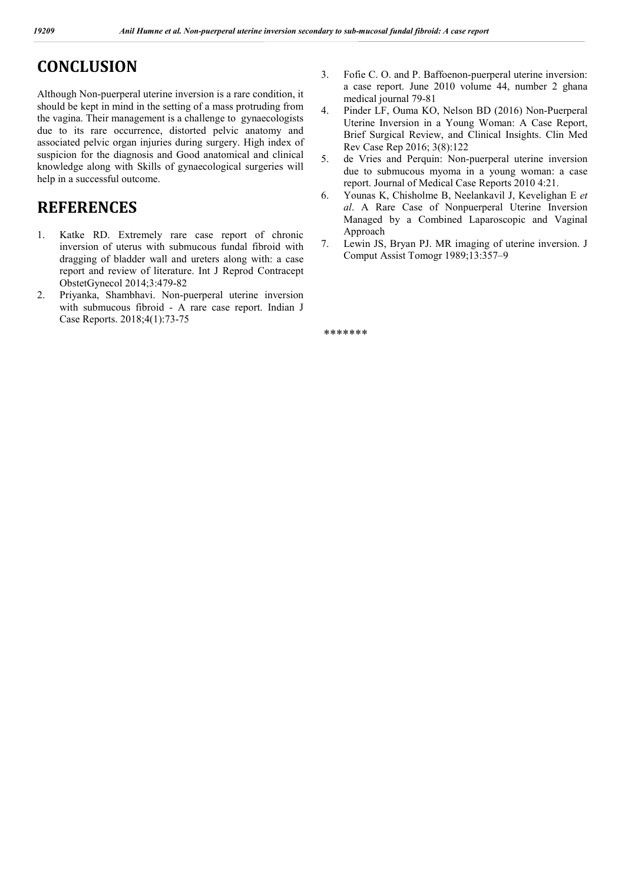# CONCLUSION

Although Non-puerperal uterine inversion is a rare condition, it should be kept in mind in the setting of a mass protruding from the vagina. Their management is a challenge to gynaecologists due to its rare occurrence, distorted pelvic anatomy and associated pelvic organ injuries during surgery. High index of suspicion for the diagnosis and Good anatomical and clinical knowledge along with Skills of gynaecological surgeries will help in a successful outcome.

# REFERENCES

1. Katke RD. Extremely rare case report of chronic inversion of uterus with submucous fundal fibroid with dragging of bladder wall and ureters along with: a case report and review of literature. Int J Reprod Contracept ObstetGynecol 2014;3:479-82
2. Priyanka, Shambhavi. Non-puerperal uterine inversion with submucous fibroid - A rare case report. Indian J Case Reports. 2018;4(1):73-75
3. Fofie C. O. and P. Baffoenon-puerperal uterine inversion: a case report. June 2010 volume 44, number 2 ghana medical journal 79-81
4. Pinder LF, Ouma KO, Nelson BD (2016) Non-Puerperal Uterine Inversion in a Young Woman: A Case Report, Brief Surgical Review, and Clinical Insights. Clin Med Rev Case Rep 2016; 3(8):122
5. de Vries and Perquin: Non-puerperal uterine inversion due to submucous myoma in a young woman: a case report. Journal of Medical Case Reports 2010 4:21.
6. Younas K, Chisholme B, Neelankavil J, Kevelighan E *et al*. A Rare Case of Nonpuerperal Uterine Inversion Managed by a Combined Laparoscopic and Vaginal Approach
7. Lewin JS, Bryan PJ. MR imaging of uterine inversion. J Comput Assist Tomogr 1989;13:357–9

*******